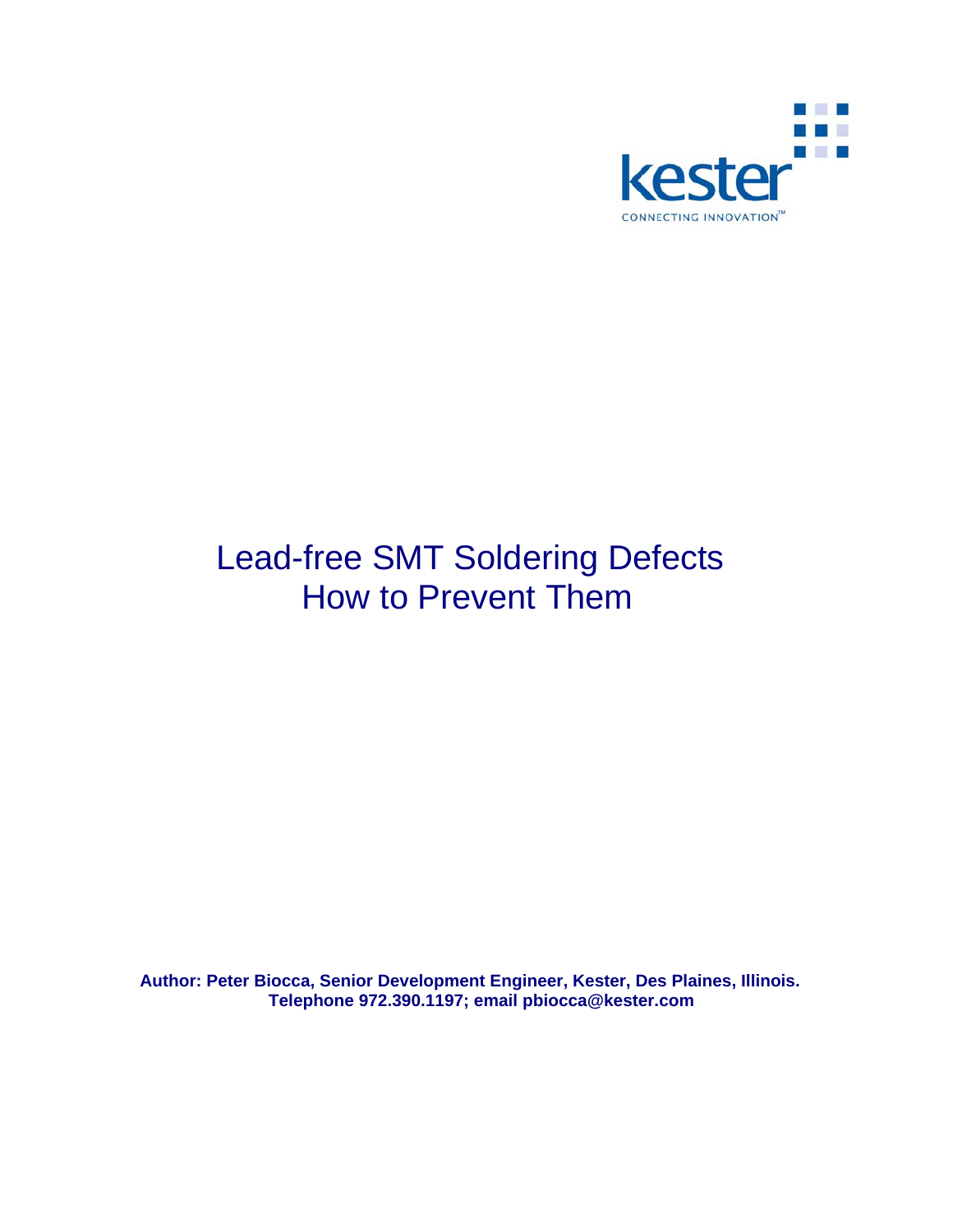kester

CONNECTING INNOVATION™

# Lead-free SMT Soldering Defects How to Prevent Them

**Author: Peter Biocca, Senior Development Engineer, Kester, Des Plaines, Illinois. Telephone 972.390.1197; email pbiocca@kester.com**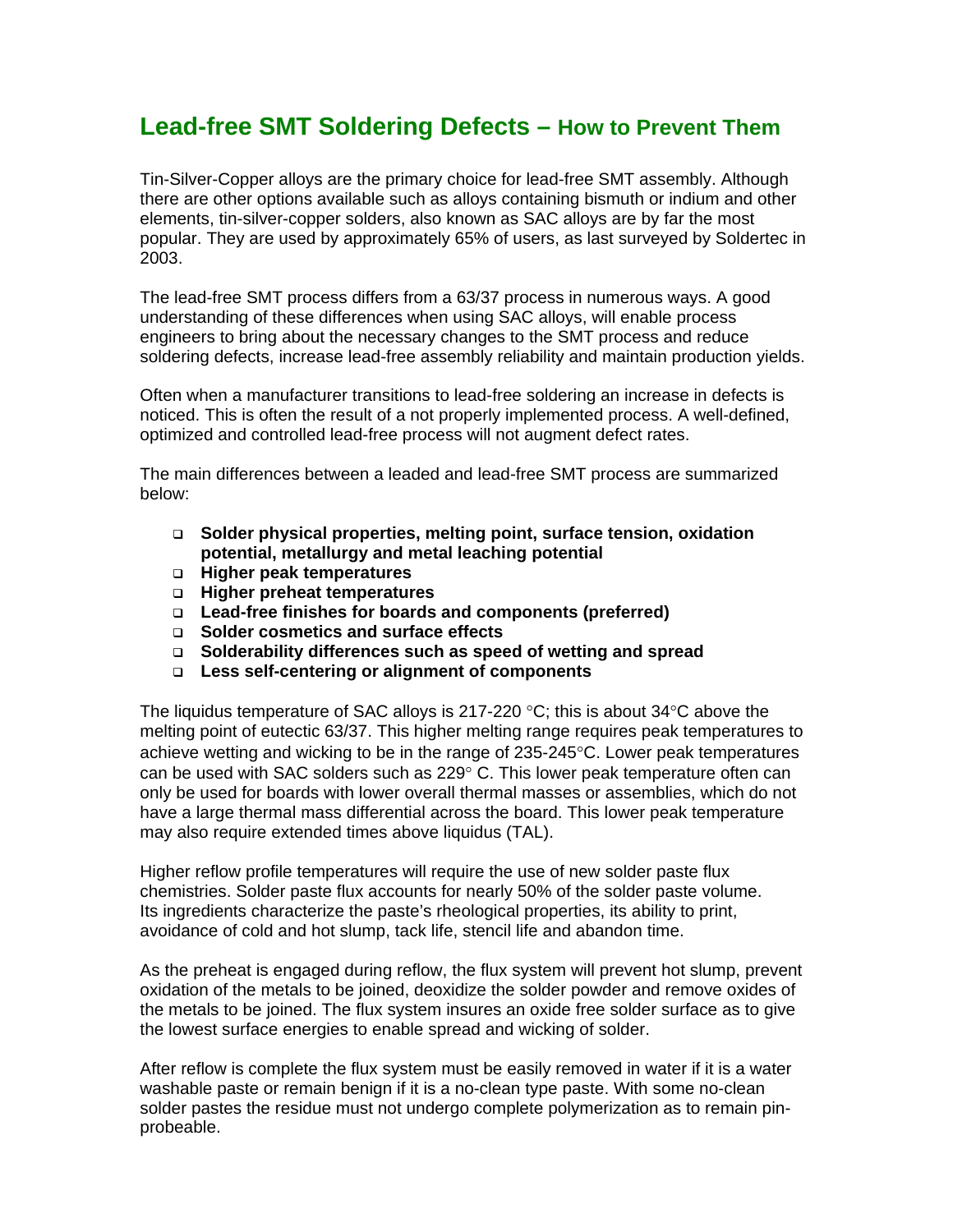# Lead-free SMT Soldering Defects – How to Prevent Them

Tin-Silver-Copper alloys are the primary choice for lead-free SMT assembly. Although there are other options available such as alloys containing bismuth or indium and other elements, tin-silver-copper solders, also known as SAC alloys are by far the most popular. They are used by approximately 65% of users, as last surveyed by Soldertec in 2003.

The lead-free SMT process differs from a 63/37 process in numerous ways. A good understanding of these differences when using SAC alloys, will enable process engineers to bring about the necessary changes to the SMT process and reduce soldering defects, increase lead-free assembly reliability and maintain production yields.

Often when a manufacturer transitions to lead-free soldering an increase in defects is noticed. This is often the result of a not properly implemented process. A well-defined, optimized and controlled lead-free process will not augment defect rates.

The main differences between a leaded and lead-free SMT process are summarized below:

- **Solder physical properties, melting point, surface tension, oxidation potential, metallurgy and metal leaching potential**
- **Higher peak temperatures**
- **Higher preheat temperatures**
- **Lead-free finishes for boards and components (preferred)**
- **Solder cosmetics and surface effects**
- **Solderability differences such as speed of wetting and spread**
- **Less self-centering or alignment of components**

The liquidus temperature of SAC alloys is 217-220 °C; this is about 34°C above the melting point of eutectic 63/37. This higher melting range requires peak temperatures to achieve wetting and wicking to be in the range of 235-245°C. Lower peak temperatures can be used with SAC solders such as 229° C. This lower peak temperature often can only be used for boards with lower overall thermal masses or assemblies, which do not have a large thermal mass differential across the board. This lower peak temperature may also require extended times above liquidus (TAL).

Higher reflow profile temperatures will require the use of new solder paste flux chemistries. Solder paste flux accounts for nearly 50% of the solder paste volume. Its ingredients characterize the paste's rheological properties, its ability to print, avoidance of cold and hot slump, tack life, stencil life and abandon time.

As the preheat is engaged during reflow, the flux system will prevent hot slump, prevent oxidation of the metals to be joined, deoxidize the solder powder and remove oxides of the metals to be joined. The flux system insures an oxide free solder surface as to give the lowest surface energies to enable spread and wicking of solder.

After reflow is complete the flux system must be easily removed in water if it is a water washable paste or remain benign if it is a no-clean type paste. With some no-clean solder pastes the residue must not undergo complete polymerization as to remain pin-probeable.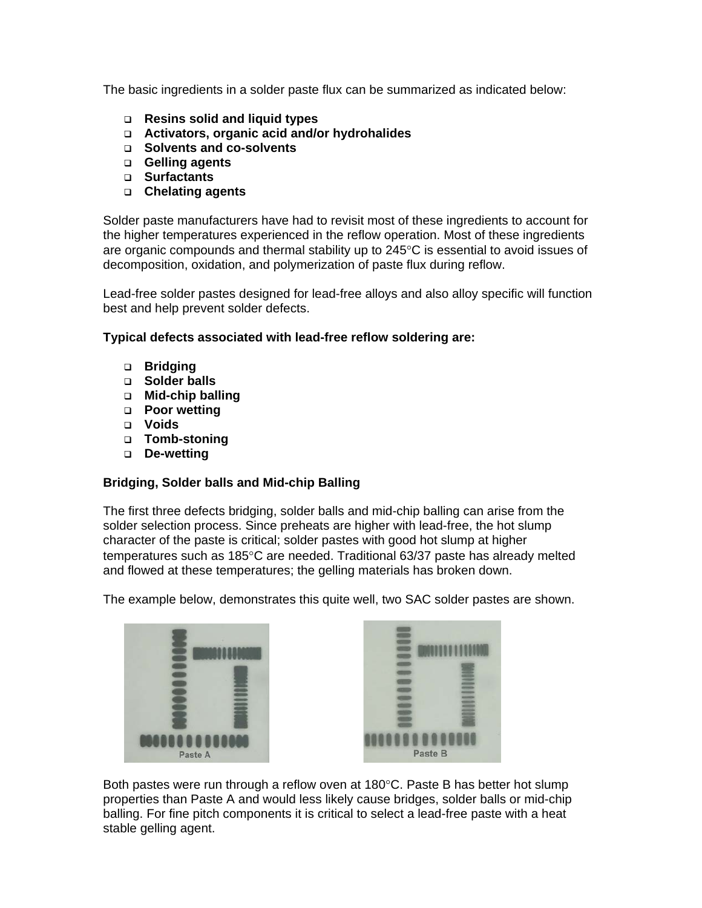The basic ingredients in a solder paste flux can be summarized as indicated below:

- **Resins solid and liquid types**
- **Activators, organic acid and/or hydrohalides**
- **Solvents and co-solvents**
- **Gelling agents**
- **Surfactants**
- **Chelating agents**

Solder paste manufacturers have had to revisit most of these ingredients to account for the higher temperatures experienced in the reflow operation. Most of these ingredients are organic compounds and thermal stability up to 245°C is essential to avoid issues of decomposition, oxidation, and polymerization of paste flux during reflow.

Lead-free solder pastes designed for lead-free alloys and also alloy specific will function best and help prevent solder defects.

**Typical defects associated with lead-free reflow soldering are:**

- **Bridging**
- **Solder balls**
- **Mid-chip balling**
- **Poor wetting**
- **Voids**
- **Tomb-stoning**
- **De-wetting**

**Bridging, Solder balls and Mid-chip Balling**

The first three defects bridging, solder balls and mid-chip balling can arise from the solder selection process. Since preheats are higher with lead-free, the hot slump character of the paste is critical; solder pastes with good hot slump at higher temperatures such as 185°C are needed. Traditional 63/37 paste has already melted and flowed at these temperatures; the gelling materials has broken down.

The example below, demonstrates this quite well, two SAC solder pastes are shown.

Paste A

Paste B

Both pastes were run through a reflow oven at 180°C. Paste B has better hot slump properties than Paste A and would less likely cause bridges, solder balls or mid-chip balling. For fine pitch components it is critical to select a lead-free paste with a heat stable gelling agent.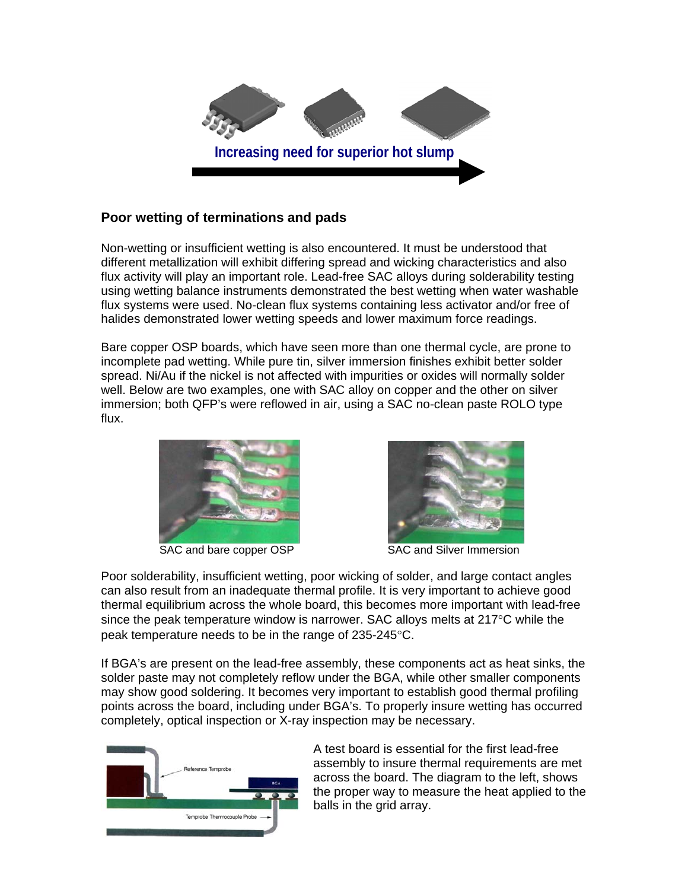Increasing need for superior hot slump

## Poor wetting of terminations and pads

Non-wetting or insufficient wetting is also encountered. It must be understood that different metallization will exhibit differing spread and wicking characteristics and also flux activity will play an important role. Lead-free SAC alloys during solderability testing using wetting balance instruments demonstrated the best wetting when water washable flux systems were used. No-clean flux systems containing less activator and/or free of halides demonstrated lower wetting speeds and lower maximum force readings.

Bare copper OSP boards, which have seen more than one thermal cycle, are prone to incomplete pad wetting. While pure tin, silver immersion finishes exhibit better solder spread. Ni/Au if the nickel is not affected with impurities or oxides will normally solder well. Below are two examples, one with SAC alloy on copper and the other on silver immersion; both QFP's were reflowed in air, using a SAC no-clean paste ROLO type flux.

SAC and bare copper OSP

SAC and Silver Immersion

Poor solderability, insufficient wetting, poor wicking of solder, and large contact angles can also result from an inadequate thermal profile. It is very important to achieve good thermal equilibrium across the whole board, this becomes more important with lead-free since the peak temperature window is narrower. SAC alloys melts at 217°C while the peak temperature needs to be in the range of 235-245°C.

If BGA's are present on the lead-free assembly, these components act as heat sinks, the solder paste may not completely reflow under the BGA, while other smaller components may show good soldering. It becomes very important to establish good thermal profiling points across the board, including under BGA's. To properly insure wetting has occurred completely, optical inspection or X-ray inspection may be necessary.

A test board is essential for the first lead-free assembly to insure thermal requirements are met across the board. The diagram to the left, shows the proper way to measure the heat applied to the balls in the grid array.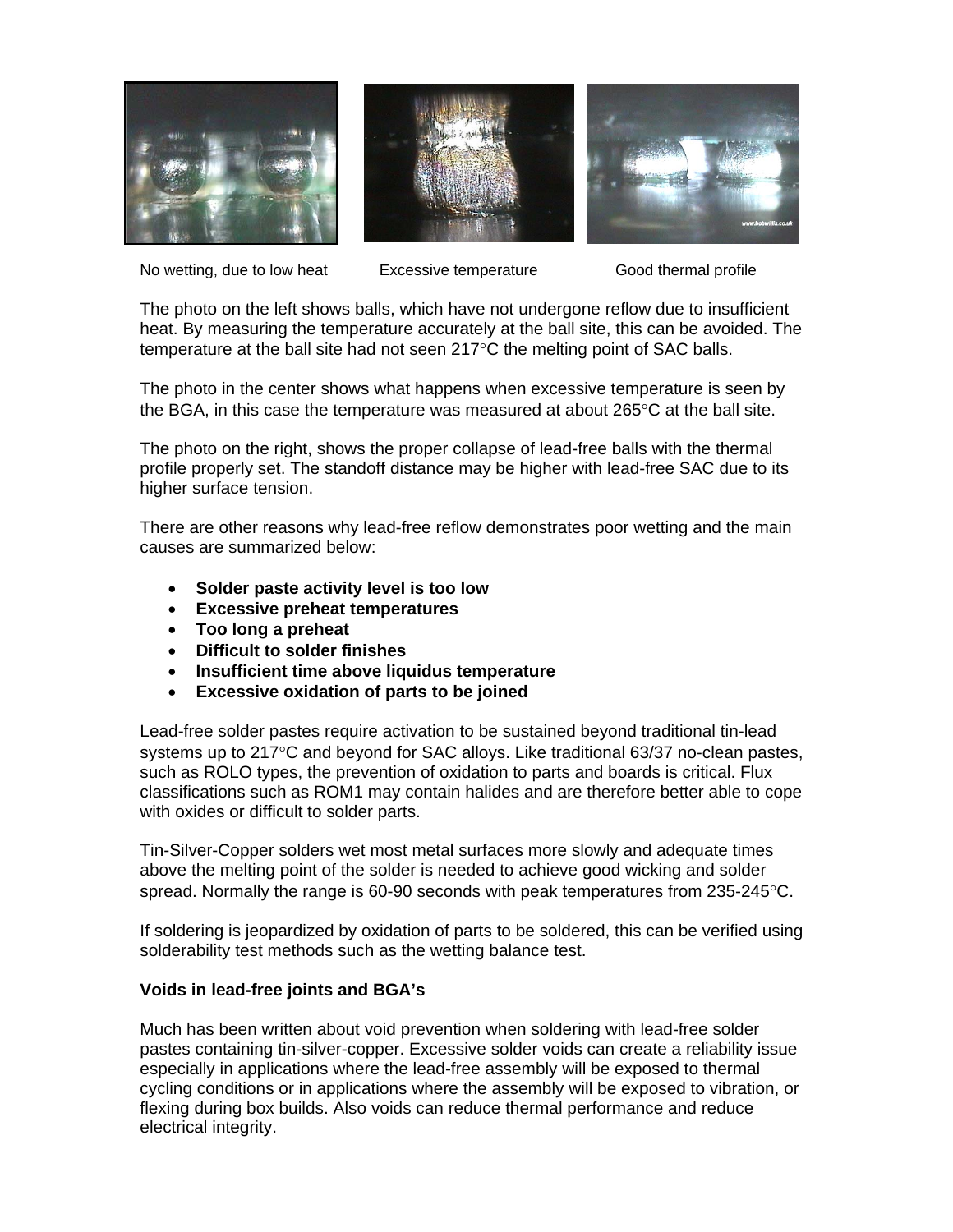No wetting, due to low heat | Excessive temperature | Good thermal profile

The photo on the left shows balls, which have not undergone reflow due to insufficient heat. By measuring the temperature accurately at the ball site, this can be avoided. The temperature at the ball site had not seen 217°C the melting point of SAC balls.

The photo in the center shows what happens when excessive temperature is seen by the BGA, in this case the temperature was measured at about 265°C at the ball site.

The photo on the right, shows the proper collapse of lead-free balls with the thermal profile properly set. The standoff distance may be higher with lead-free SAC due to its higher surface tension.

There are other reasons why lead-free reflow demonstrates poor wetting and the main causes are summarized below:

- **Solder paste activity level is too low**
- **Excessive preheat temperatures**
- **Too long a preheat**
- **Difficult to solder finishes**
- **Insufficient time above liquidus temperature**
- **Excessive oxidation of parts to be joined**

Lead-free solder pastes require activation to be sustained beyond traditional tin-lead systems up to 217°C and beyond for SAC alloys. Like traditional 63/37 no-clean pastes, such as ROLO types, the prevention of oxidation to parts and boards is critical. Flux classifications such as ROM1 may contain halides and are therefore better able to cope with oxides or difficult to solder parts.

Tin-Silver-Copper solders wet most metal surfaces more slowly and adequate times above the melting point of the solder is needed to achieve good wicking and solder spread. Normally the range is 60-90 seconds with peak temperatures from 235-245°C.

If soldering is jeopardized by oxidation of parts to be soldered, this can be verified using solderability test methods such as the wetting balance test.

**Voids in lead-free joints and BGA's**

Much has been written about void prevention when soldering with lead-free solder pastes containing tin-silver-copper. Excessive solder voids can create a reliability issue especially in applications where the lead-free assembly will be exposed to thermal cycling conditions or in applications where the assembly will be exposed to vibration, or flexing during box builds. Also voids can reduce thermal performance and reduce electrical integrity.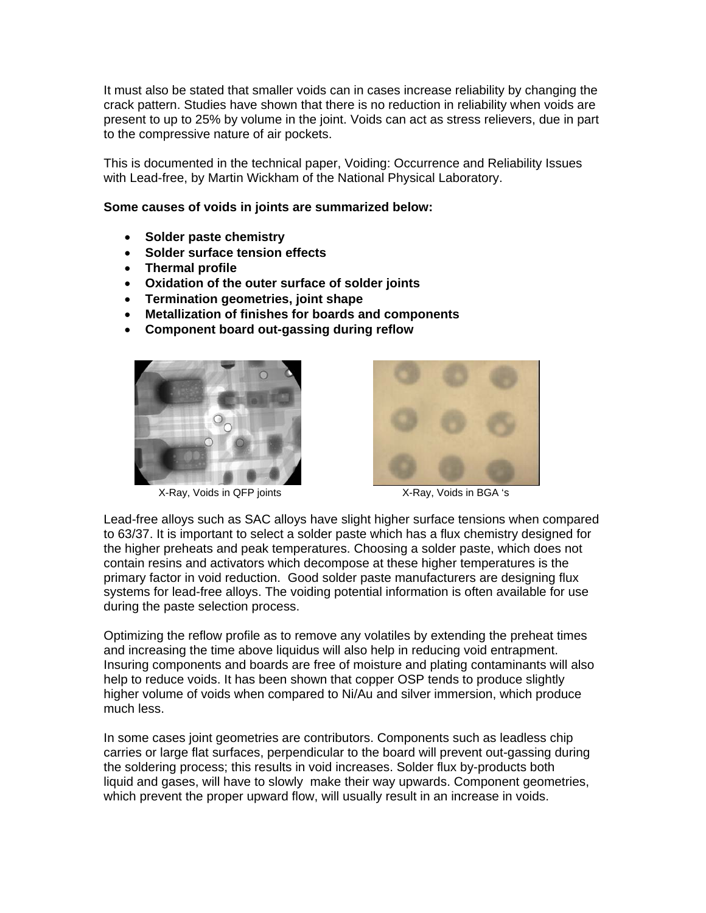It must also be stated that smaller voids can in cases increase reliability by changing the crack pattern. Studies have shown that there is no reduction in reliability when voids are present to up to 25% by volume in the joint. Voids can act as stress relievers, due in part to the compressive nature of air pockets.

This is documented in the technical paper, Voiding: Occurrence and Reliability Issues with Lead-free, by Martin Wickham of the National Physical Laboratory.

**Some causes of voids in joints are summarized below:**

- **Solder paste chemistry**
- **Solder surface tension effects**
- **Thermal profile**
- **Oxidation of the outer surface of solder joints**
- **Termination geometries, joint shape**
- **Metallization of finishes for boards and components**
- **Component board out-gassing during reflow**

X-Ray, Voids in QFP joints

X-Ray, Voids in BGA 's

Lead-free alloys such as SAC alloys have slight higher surface tensions when compared to 63/37. It is important to select a solder paste which has a flux chemistry designed for the higher preheats and peak temperatures. Choosing a solder paste, which does not contain resins and activators which decompose at these higher temperatures is the primary factor in void reduction. Good solder paste manufacturers are designing flux systems for lead-free alloys. The voiding potential information is often available for use during the paste selection process.

Optimizing the reflow profile as to remove any volatiles by extending the preheat times and increasing the time above liquidus will also help in reducing void entrapment. Insuring components and boards are free of moisture and plating contaminants will also help to reduce voids. It has been shown that copper OSP tends to produce slightly higher volume of voids when compared to Ni/Au and silver immersion, which produce much less.

In some cases joint geometries are contributors. Components such as leadless chip carries or large flat surfaces, perpendicular to the board will prevent out-gassing during the soldering process; this results in void increases. Solder flux by-products both liquid and gases, will have to slowly make their way upwards. Component geometries, which prevent the proper upward flow, will usually result in an increase in voids.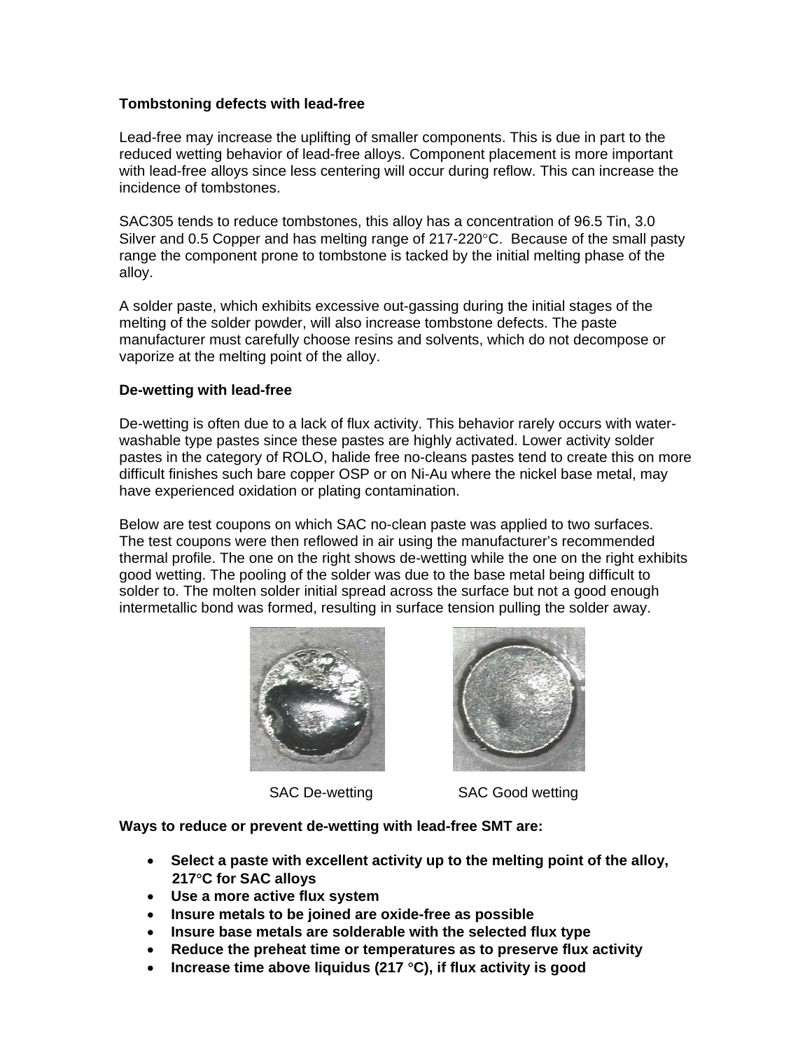**Tombstoning defects with lead-free**

Lead-free may increase the uplifting of smaller components. This is due in part to the reduced wetting behavior of lead-free alloys. Component placement is more important with lead-free alloys since less centering will occur during reflow. This can increase the incidence of tombstones.

SAC305 tends to reduce tombstones, this alloy has a concentration of 96.5 Tin, 3.0 Silver and 0.5 Copper and has melting range of 217-220°C. Because of the small pasty range the component prone to tombstone is tacked by the initial melting phase of the alloy.

A solder paste, which exhibits excessive out-gassing during the initial stages of the melting of the solder powder, will also increase tombstone defects. The paste manufacturer must carefully choose resins and solvents, which do not decompose or vaporize at the melting point of the alloy.

**De-wetting with lead-free**

De-wetting is often due to a lack of flux activity. This behavior rarely occurs with water-washable type pastes since these pastes are highly activated. Lower activity solder pastes in the category of ROLO, halide free no-cleans pastes tend to create this on more difficult finishes such bare copper OSP or on Ni-Au where the nickel base metal, may have experienced oxidation or plating contamination.

Below are test coupons on which SAC no-clean paste was applied to two surfaces. The test coupons were then reflowed in air using the manufacturer's recommended thermal profile. The one on the right shows de-wetting while the one on the right exhibits good wetting. The pooling of the solder was due to the base metal being difficult to solder to. The molten solder initial spread across the surface but not a good enough intermetallic bond was formed, resulting in surface tension pulling the solder away.

SAC De-wetting          SAC Good wetting

**Ways to reduce or prevent de-wetting with lead-free SMT are:**

- **Select a paste with excellent activity up to the melting point of the alloy, 217°C for SAC alloys**
- **Use a more active flux system**
- **Insure metals to be joined are oxide-free as possible**
- **Insure base metals are solderable with the selected flux type**
- **Reduce the preheat time or temperatures as to preserve flux activity**
- **Increase time above liquidus (217 °C), if flux activity is good**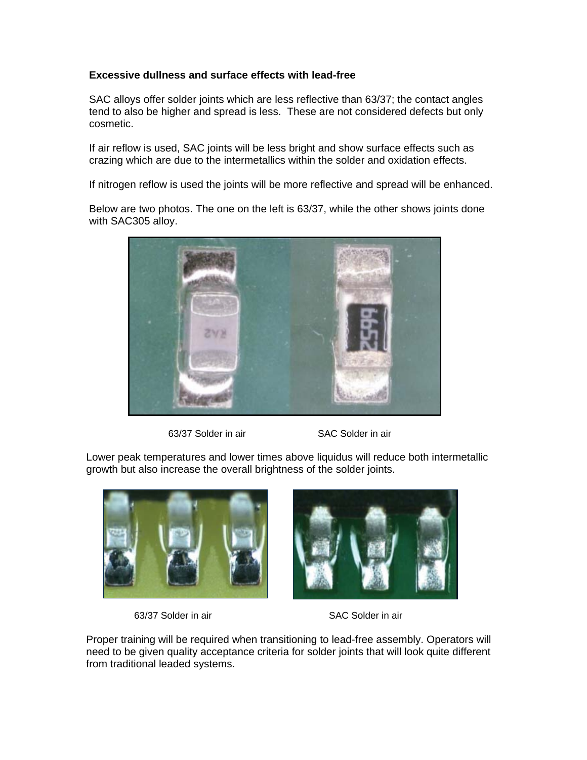**Excessive dullness and surface effects with lead-free**

SAC alloys offer solder joints which are less reflective than 63/37; the contact angles tend to also be higher and spread is less. These are not considered defects but only cosmetic.

If air reflow is used, SAC joints will be less bright and show surface effects such as crazing which are due to the intermetallics within the solder and oxidation effects.

If nitrogen reflow is used the joints will be more reflective and spread will be enhanced.

Below are two photos. The one on the left is 63/37, while the other shows joints done with SAC305 alloy.

63/37 Solder in air SAC Solder in air

Lower peak temperatures and lower times above liquidus will reduce both intermetallic growth but also increase the overall brightness of the solder joints.

63/37 Solder in air SAC Solder in air

Proper training will be required when transitioning to lead-free assembly. Operators will need to be given quality acceptance criteria for solder joints that will look quite different from traditional leaded systems.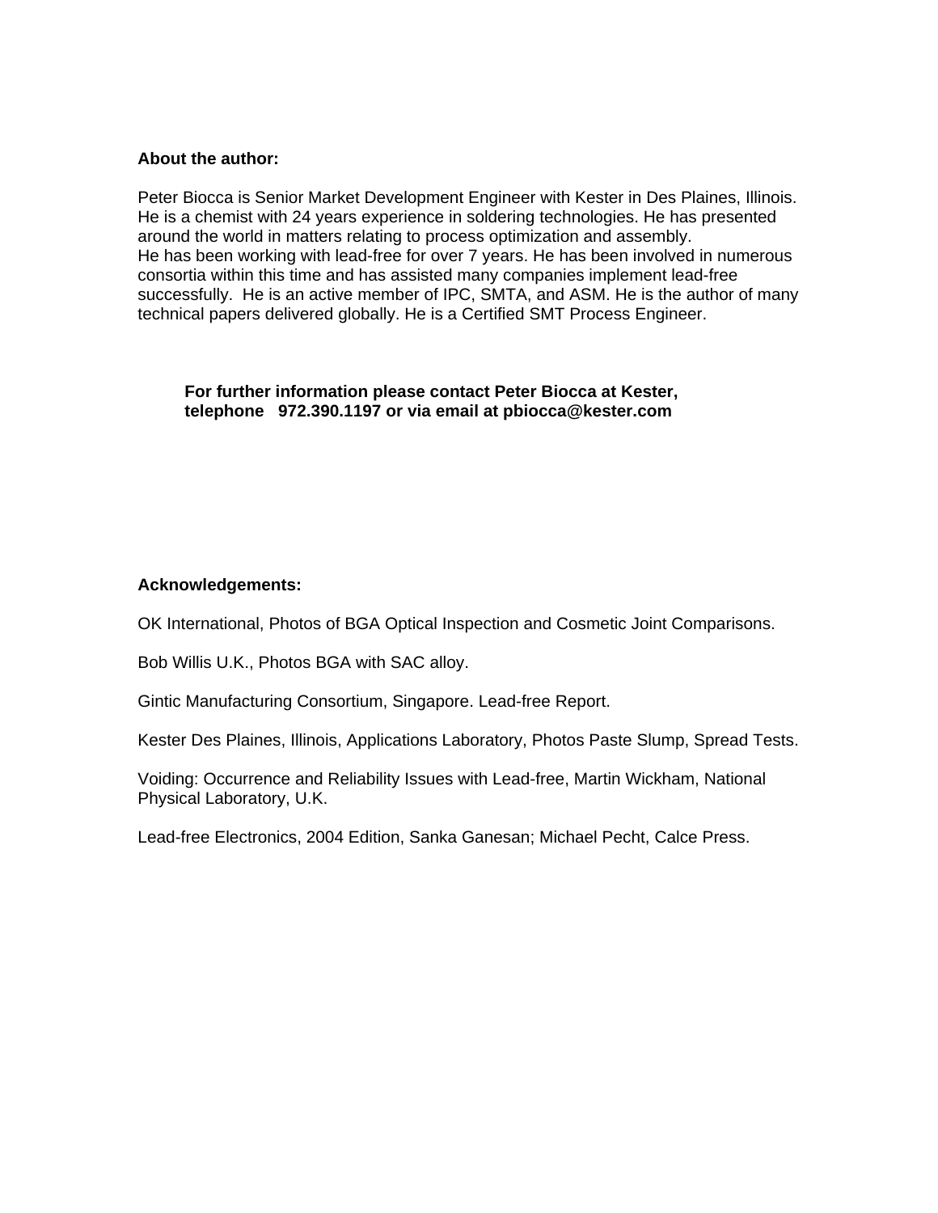**About the author:**

Peter Biocca is Senior Market Development Engineer with Kester in Des Plaines, Illinois. He is a chemist with 24 years experience in soldering technologies. He has presented around the world in matters relating to process optimization and assembly. He has been working with lead-free for over 7 years. He has been involved in numerous consortia within this time and has assisted many companies implement lead-free successfully. He is an active member of IPC, SMTA, and ASM. He is the author of many technical papers delivered globally. He is a Certified SMT Process Engineer.

**For further information please contact Peter Biocca at Kester, telephone 972.390.1197 or via email at pbiocca@kester.com**

**Acknowledgements:**

OK International, Photos of BGA Optical Inspection and Cosmetic Joint Comparisons.

Bob Willis U.K., Photos BGA with SAC alloy.

Gintic Manufacturing Consortium, Singapore. Lead-free Report.

Kester Des Plaines, Illinois, Applications Laboratory, Photos Paste Slump, Spread Tests.

Voiding: Occurrence and Reliability Issues with Lead-free, Martin Wickham, National Physical Laboratory, U.K.

Lead-free Electronics, 2004 Edition, Sanka Ganesan; Michael Pecht, Calce Press.